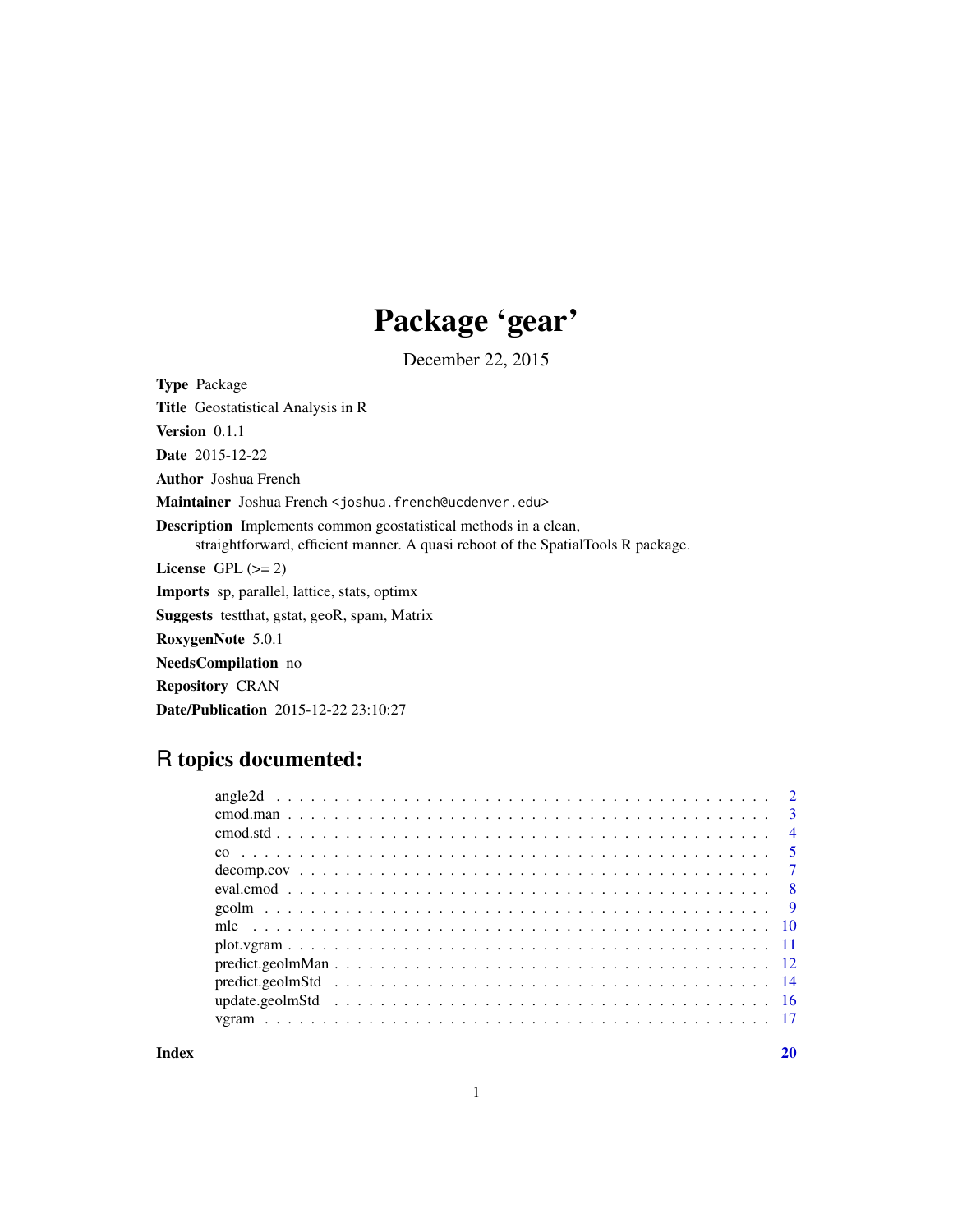# Package 'gear'

December 22, 2015

**Type** Package

**Title** Geostatistical Analysis in R

**Version** 0.1.1

**Date** 2015-12-22

**Author** Joshua French

**Maintainer** Joshua French <joshua.french@ucdenver.edu>

**Description** Implements common geostatistical methods in a clean, straightforward, efficient manner. A quasi reboot of the SpatialTools R package.

**License** GPL (>= 2)

**Imports** sp, parallel, lattice, stats, optimx

**Suggests** testthat, gstat, geoR, spam, Matrix

**RoxygenNote** 5.0.1

**NeedsCompilation** no

**Repository** CRAN

**Date/Publication** 2015-12-22 23:10:27

## R topics documented:

| | |
|---|---|
| angle2d | 2 |
| cmod.man | 3 |
| cmod.std | 4 |
| co | 5 |
| decomp.cov | 7 |
| eval.cmod | 8 |
| geolm | 9 |
| mle | 10 |
| plot.vgram | 11 |
| predict.geolmMan | 12 |
| predict.geolmStd | 14 |
| update.geolmStd | 16 |
| vgram | 17 |
| **Index** | **20** |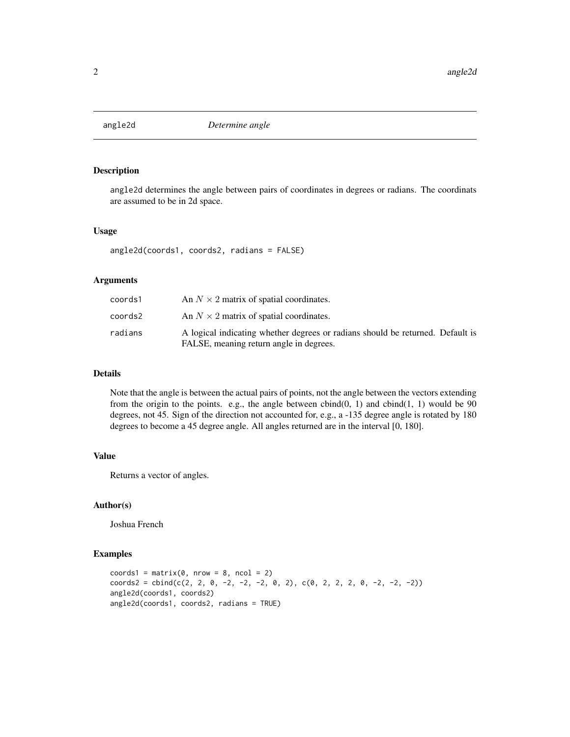# angle2d — *Determine angle*

## Description

angle2d determines the angle between pairs of coordinates in degrees or radians. The coordinats are assumed to be in 2d space.

## Usage

```
angle2d(coords1, coords2, radians = FALSE)
```

## Arguments

| | |
|---|---|
| coords1 | An $N \times 2$ matrix of spatial coordinates. |
| coords2 | An $N \times 2$ matrix of spatial coordinates. |
| radians | A logical indicating whether degrees or radians should be returned. Default is FALSE, meaning return angle in degrees. |

## Details

Note that the angle is between the actual pairs of points, not the angle between the vectors extending from the origin to the points. e.g., the angle between cbind(0, 1) and cbind(1, 1) would be 90 degrees, not 45. Sign of the direction not accounted for, e.g., a -135 degree angle is rotated by 180 degrees to become a 45 degree angle. All angles returned are in the interval [0, 180].

## Value

Returns a vector of angles.

## Author(s)

Joshua French

## Examples

```
coords1 = matrix(0, nrow = 8, ncol = 2)
coords2 = cbind(c(2, 2, 0, -2, -2, -2, 0, 2), c(0, 2, 2, 2, 0, -2, -2, -2))
angle2d(coords1, coords2)
angle2d(coords1, coords2, radians = TRUE)
```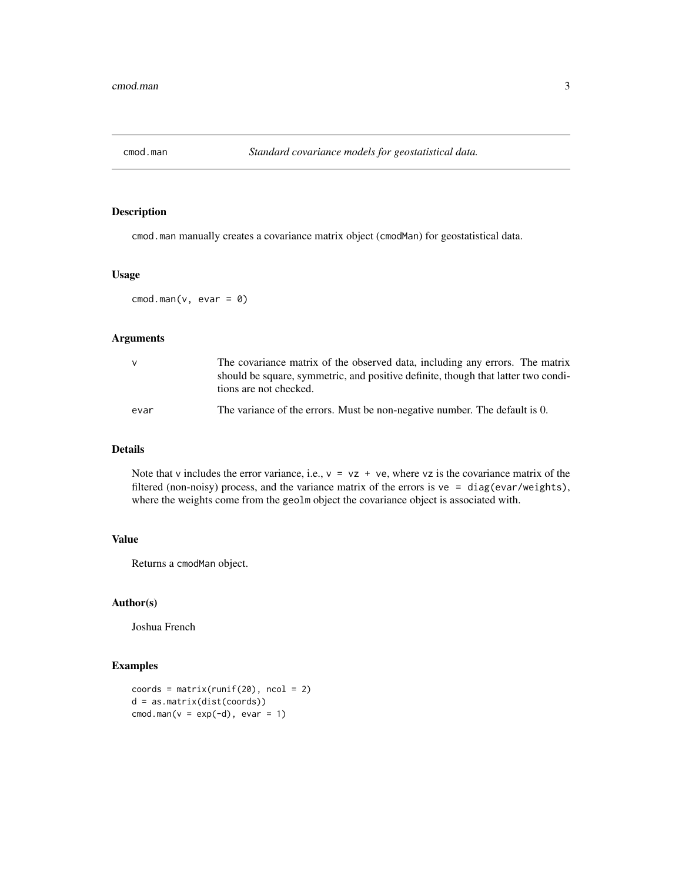## cmod.man — *Standard covariance models for geostatistical data.*

### Description

`cmod.man` manually creates a covariance matrix object (`cmodMan`) for geostatistical data.

### Usage

```
cmod.man(v, evar = 0)
```

### Arguments

| | |
|---|---|
| `v` | The covariance matrix of the observed data, including any errors. The matrix should be square, symmetric, and positive definite, though that latter two conditions are not checked. |
| `evar` | The variance of the errors. Must be non-negative number. The default is 0. |

### Details

Note that `v` includes the error variance, i.e., `v = vz + ve`, where `vz` is the covariance matrix of the filtered (non-noisy) process, and the variance matrix of the errors is `ve = diag(evar/weights)`, where the weights come from the `geolm` object the covariance object is associated with.

### Value

Returns a `cmodMan` object.

### Author(s)

Joshua French

### Examples

```
coords = matrix(runif(20), ncol = 2)
d = as.matrix(dist(coords))
cmod.man(v = exp(-d), evar = 1)
```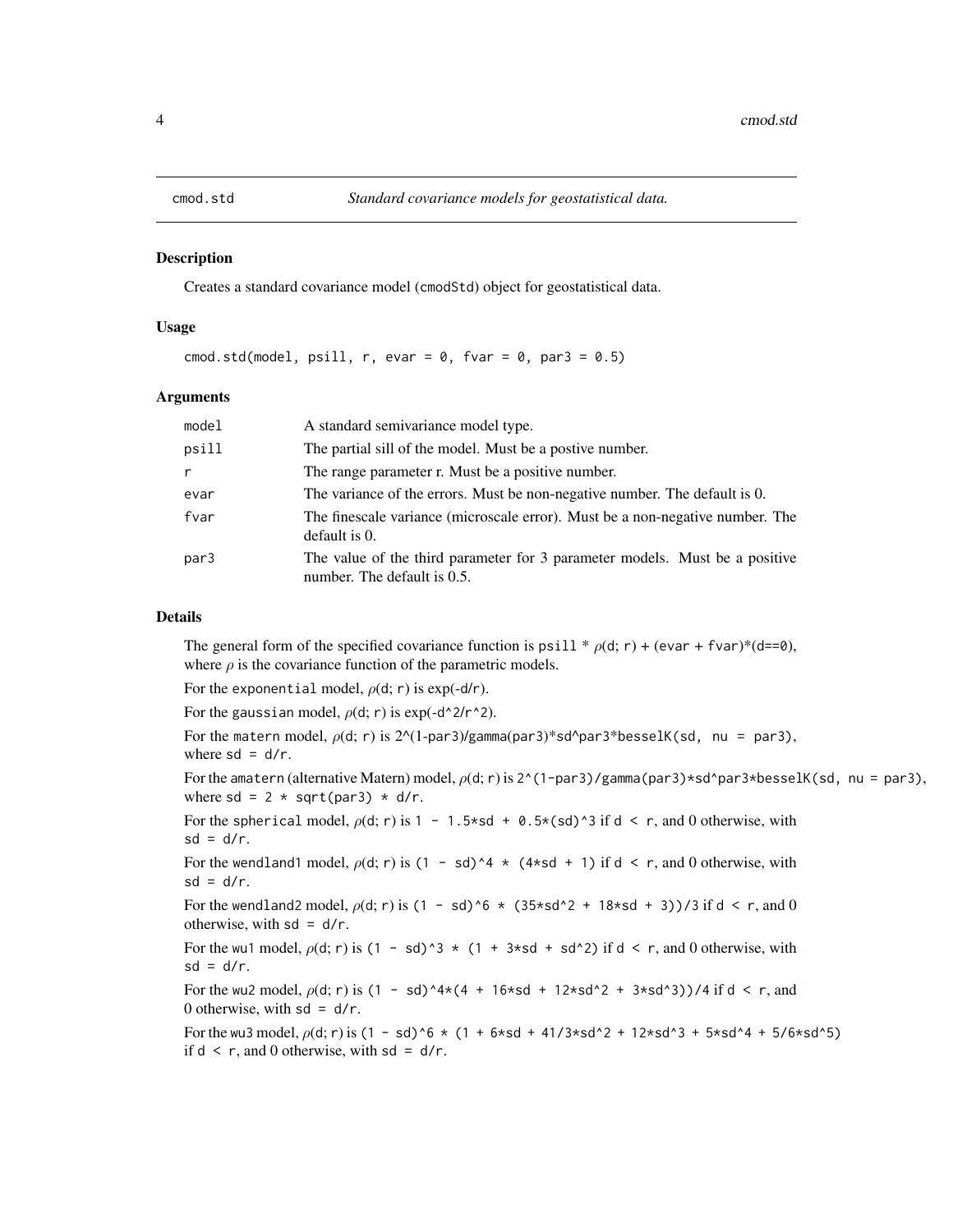## cmod.std — *Standard covariance models for geostatistical data.*

### Description

Creates a standard covariance model (cmodStd) object for geostatistical data.

### Usage

```
cmod.std(model, psill, r, evar = 0, fvar = 0, par3 = 0.5)
```

### Arguments

| | |
|---|---|
| model | A standard semivariance model type. |
| psill | The partial sill of the model. Must be a postive number. |
| r | The range parameter r. Must be a positive number. |
| evar | The variance of the errors. Must be non-negative number. The default is 0. |
| fvar | The finescale variance (microscale error). Must be a non-negative number. The default is 0. |
| par3 | The value of the third parameter for 3 parameter models. Must be a positive number. The default is 0.5. |

### Details

The general form of the specified covariance function is `psill` * $\rho$(d; r) + (`evar` + `fvar`)*(d==0), where $\rho$ is the covariance function of the parametric models.

For the `exponential` model, $\rho$(d; r) is exp(-d/r).

For the `gaussian` model, $\rho$(d; r) is exp(-d^2/r^2).

For the `matern` model, $\rho$(d; r) is 2^(1-par3)/gamma(par3)*sd^par3*besselK(sd, nu = par3), where `sd = d/r`.

For the `amatern` (alternative Matern) model, $\rho$(d; r) is `2^(1-par3)/gamma(par3)*sd^par3*besselK(sd, nu = par3)`, where `sd = 2 * sqrt(par3) * d/r`.

For the `spherical` model, $\rho$(d; r) is `1 - 1.5*sd + 0.5*(sd)^3` if `d < r`, and 0 otherwise, with `sd = d/r`.

For the `wendland1` model, $\rho$(d; r) is `(1 - sd)^4 * (4*sd + 1)` if `d < r`, and 0 otherwise, with `sd = d/r`.

For the `wendland2` model, $\rho$(d; r) is `(1 - sd)^6 * (35*sd^2 + 18*sd + 3))/3` if `d < r`, and 0 otherwise, with `sd = d/r`.

For the `wu1` model, $\rho$(d; r) is `(1 - sd)^3 * (1 + 3*sd + sd^2)` if `d < r`, and 0 otherwise, with `sd = d/r`.

For the `wu2` model, $\rho$(d; r) is `(1 - sd)^4*(4 + 16*sd + 12*sd^2 + 3*sd^3))/4` if `d < r`, and 0 otherwise, with `sd = d/r`.

For the `wu3` model, $\rho$(d; r) is `(1 - sd)^6 * (1 + 6*sd + 41/3*sd^2 + 12*sd^3 + 5*sd^4 + 5/6*sd^5)` if `d < r`, and 0 otherwise, with `sd = d/r`.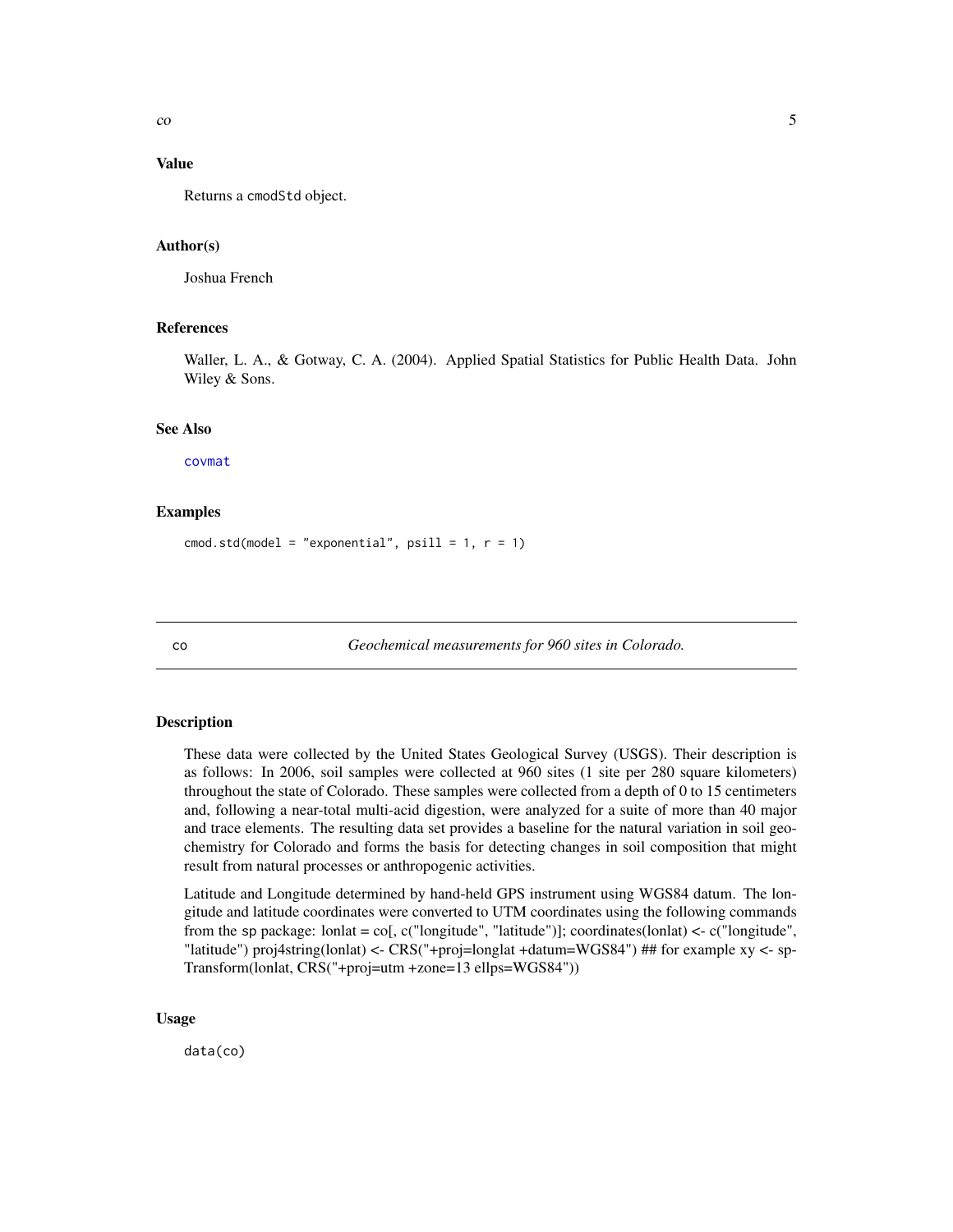### Value

Returns a cmodStd object.

### Author(s)

Joshua French

### References

Waller, L. A., & Gotway, C. A. (2004). Applied Spatial Statistics for Public Health Data. John Wiley & Sons.

### See Also

covmat

### Examples

```
cmod.std(model = "exponential", psill = 1, r = 1)
```

---

## co — *Geochemical measurements for 960 sites in Colorado.*

---

### Description

These data were collected by the United States Geological Survey (USGS). Their description is as follows: In 2006, soil samples were collected at 960 sites (1 site per 280 square kilometers) throughout the state of Colorado. These samples were collected from a depth of 0 to 15 centimeters and, following a near-total multi-acid digestion, were analyzed for a suite of more than 40 major and trace elements. The resulting data set provides a baseline for the natural variation in soil geochemistry for Colorado and forms the basis for detecting changes in soil composition that might result from natural processes or anthropogenic activities.

Latitude and Longitude determined by hand-held GPS instrument using WGS84 datum. The longitude and latitude coordinates were converted to UTM coordinates using the following commands from the sp package: lonlat = co[, c("longitude", "latitude")]; coordinates(lonlat) <- c("longitude", "latitude") proj4string(lonlat) <- CRS("+proj=longlat +datum=WGS84") ## for example xy <- spTransform(lonlat, CRS("+proj=utm +zone=13 ellps=WGS84"))

### Usage

```
data(co)
```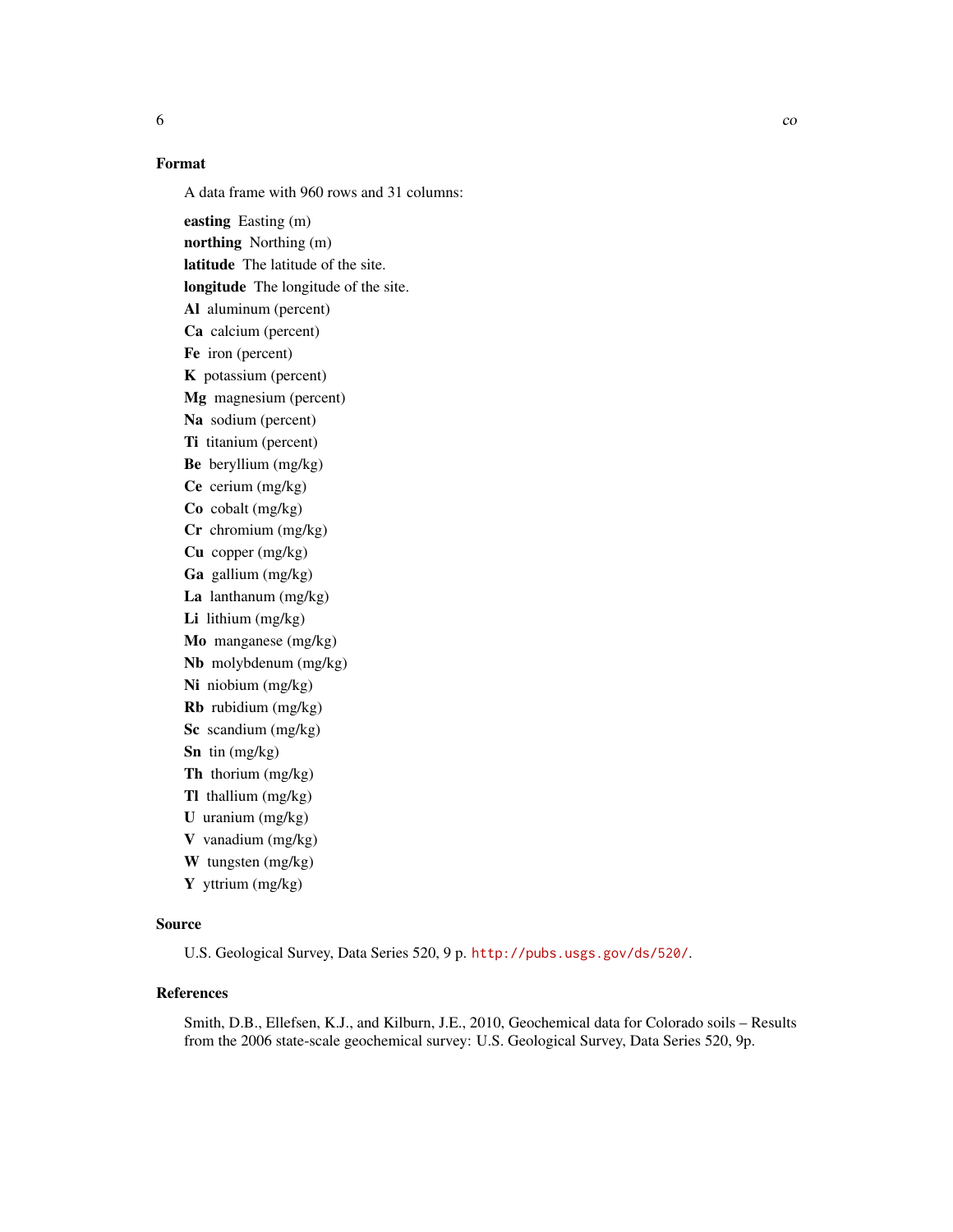## Format

A data frame with 960 rows and 31 columns:

**easting** Easting (m)
**northing** Northing (m)
**latitude** The latitude of the site.
**longitude** The longitude of the site.
**Al** aluminum (percent)
**Ca** calcium (percent)
**Fe** iron (percent)
**K** potassium (percent)
**Mg** magnesium (percent)
**Na** sodium (percent)
**Ti** titanium (percent)
**Be** beryllium (mg/kg)
**Ce** cerium (mg/kg)
**Co** cobalt (mg/kg)
**Cr** chromium (mg/kg)
**Cu** copper (mg/kg)
**Ga** gallium (mg/kg)
**La** lanthanum (mg/kg)
**Li** lithium (mg/kg)
**Mo** manganese (mg/kg)
**Nb** molybdenum (mg/kg)
**Ni** niobium (mg/kg)
**Rb** rubidium (mg/kg)
**Sc** scandium (mg/kg)
**Sn** tin (mg/kg)
**Th** thorium (mg/kg)
**Tl** thallium (mg/kg)
**U** uranium (mg/kg)
**V** vanadium (mg/kg)
**W** tungsten (mg/kg)
**Y** yttrium (mg/kg)

## Source

U.S. Geological Survey, Data Series 520, 9 p. http://pubs.usgs.gov/ds/520/.

## References

Smith, D.B., Ellefsen, K.J., and Kilburn, J.E., 2010, Geochemical data for Colorado soils – Results from the 2006 state-scale geochemical survey: U.S. Geological Survey, Data Series 520, 9p.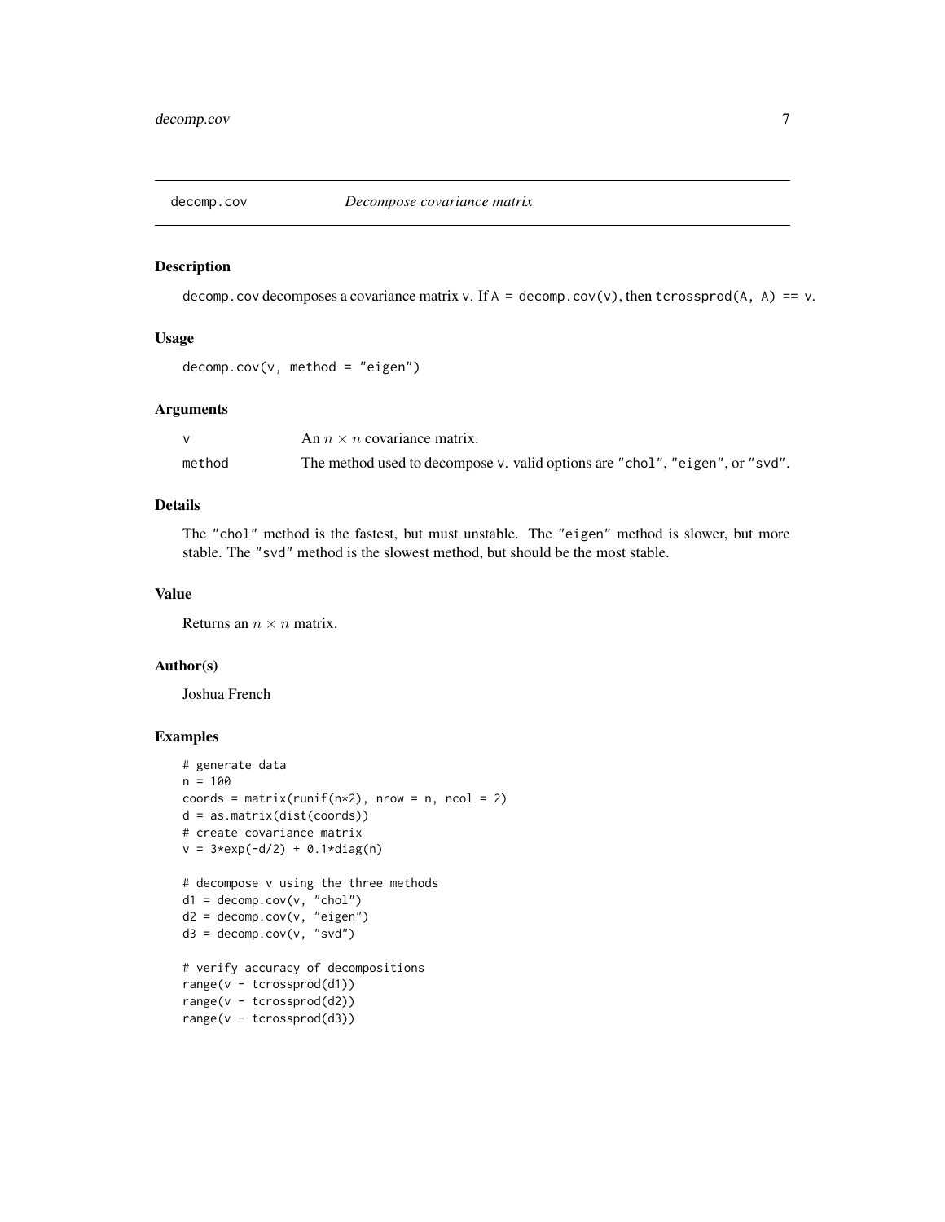## decomp.cov *Decompose covariance matrix*

### Description

decomp.cov decomposes a covariance matrix v. If A = decomp.cov(v), then tcrossprod(A, A) == v.

### Usage

```
decomp.cov(v, method = "eigen")
```

### Arguments

| | |
|---|---|
| v | An $n \times n$ covariance matrix. |
| method | The method used to decompose v. valid options are "chol", "eigen", or "svd". |

### Details

The "chol" method is the fastest, but must unstable. The "eigen" method is slower, but more stable. The "svd" method is the slowest method, but should be the most stable.

### Value

Returns an $n \times n$ matrix.

### Author(s)

Joshua French

### Examples

```
# generate data
n = 100
coords = matrix(runif(n*2), nrow = n, ncol = 2)
d = as.matrix(dist(coords))
# create covariance matrix
v = 3*exp(-d/2) + 0.1*diag(n)

# decompose v using the three methods
d1 = decomp.cov(v, "chol")
d2 = decomp.cov(v, "eigen")
d3 = decomp.cov(v, "svd")

# verify accuracy of decompositions
range(v - tcrossprod(d1))
range(v - tcrossprod(d2))
range(v - tcrossprod(d3))
```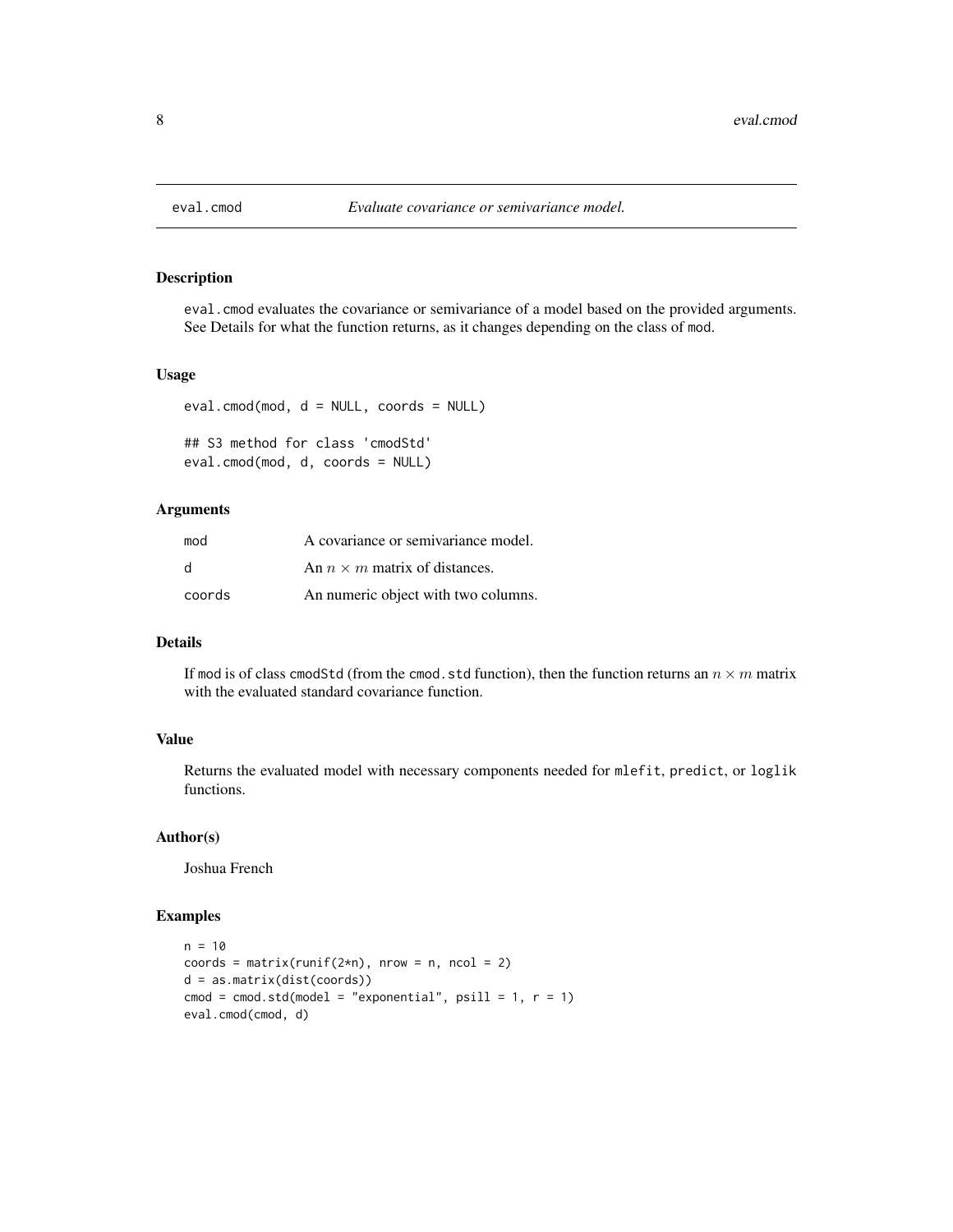# eval.cmod — *Evaluate covariance or semivariance model.*

## Description

`eval.cmod` evaluates the covariance or semivariance of a model based on the provided arguments. See Details for what the function returns, as it changes depending on the class of `mod`.

## Usage

```
eval.cmod(mod, d = NULL, coords = NULL)

## S3 method for class 'cmodStd'
eval.cmod(mod, d, coords = NULL)
```

## Arguments

| | |
|---|---|
| `mod` | A covariance or semivariance model. |
| `d` | An $n \times m$ matrix of distances. |
| `coords` | An numeric object with two columns. |

## Details

If `mod` is of class `cmodStd` (from the `cmod.std` function), then the function returns an $n \times m$ matrix with the evaluated standard covariance function.

## Value

Returns the evaluated model with necessary components needed for `mlefit`, `predict`, or `loglik` functions.

## Author(s)

Joshua French

## Examples

```
n = 10
coords = matrix(runif(2*n), nrow = n, ncol = 2)
d = as.matrix(dist(coords))
cmod = cmod.std(model = "exponential", psill = 1, r = 1)
eval.cmod(cmod, d)
```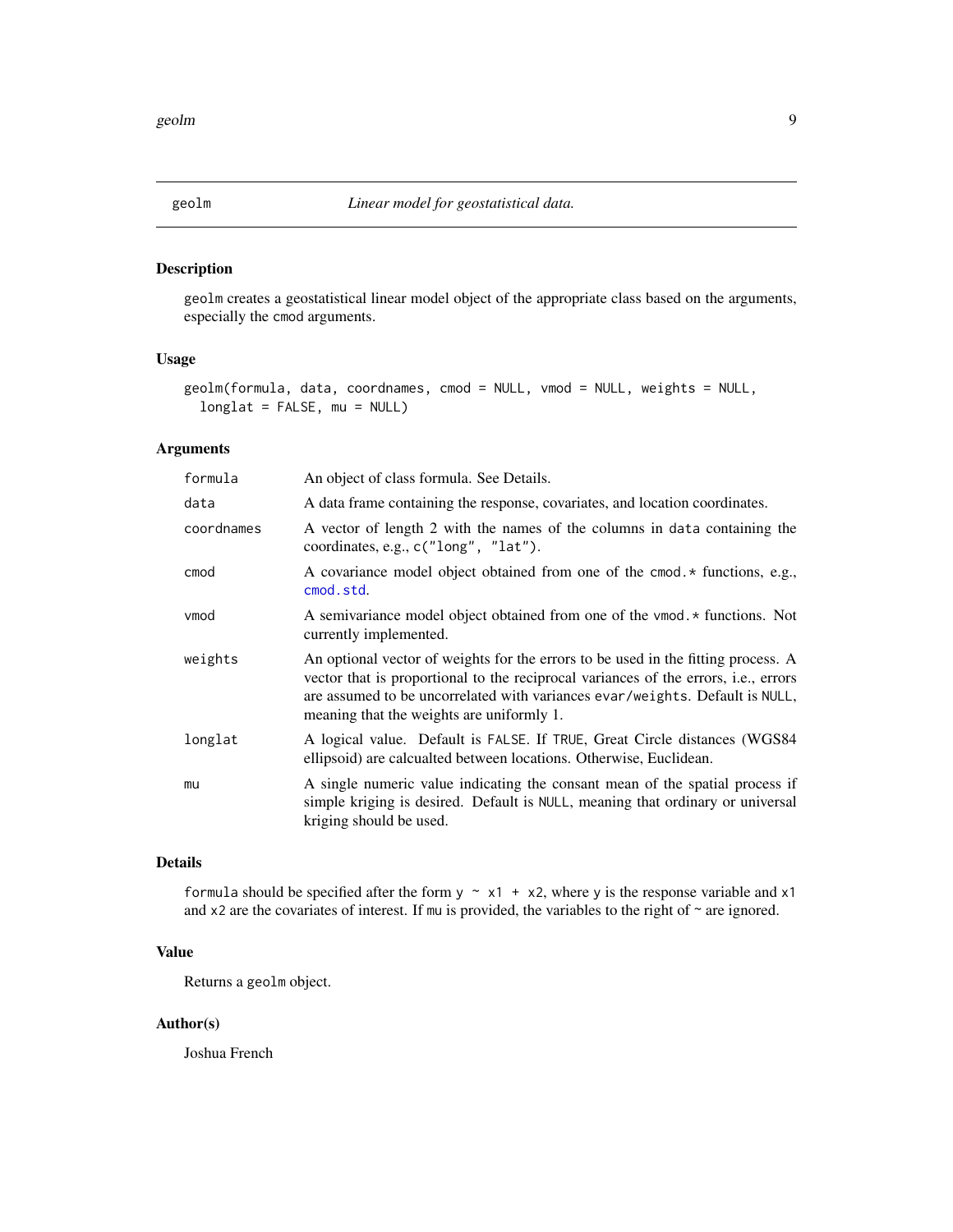# geolm — *Linear model for geostatistical data.*

## Description

geolm creates a geostatistical linear model object of the appropriate class based on the arguments, especially the cmod arguments.

## Usage

```
geolm(formula, data, coordnames, cmod = NULL, vmod = NULL, weights = NULL,
  longlat = FALSE, mu = NULL)
```

## Arguments

| Argument | Description |
| --- | --- |
| formula | An object of class formula. See Details. |
| data | A data frame containing the response, covariates, and location coordinates. |
| coordnames | A vector of length 2 with the names of the columns in data containing the coordinates, e.g., c("long", "lat"). |
| cmod | A covariance model object obtained from one of the cmod.* functions, e.g., cmod.std. |
| vmod | A semivariance model object obtained from one of the vmod.* functions. Not currently implemented. |
| weights | An optional vector of weights for the errors to be used in the fitting process. A vector that is proportional to the reciprocal variances of the errors, i.e., errors are assumed to be uncorrelated with variances evar/weights. Default is NULL, meaning that the weights are uniformly 1. |
| longlat | A logical value. Default is FALSE. If TRUE, Great Circle distances (WGS84 ellipsoid) are calcualted between locations. Otherwise, Euclidean. |
| mu | A single numeric value indicating the consant mean of the spatial process if simple kriging is desired. Default is NULL, meaning that ordinary or universal kriging should be used. |

## Details

formula should be specified after the form y ~ x1 + x2, where y is the response variable and x1 and x2 are the covariates of interest. If mu is provided, the variables to the right of ~ are ignored.

## Value

Returns a geolm object.

## Author(s)

Joshua French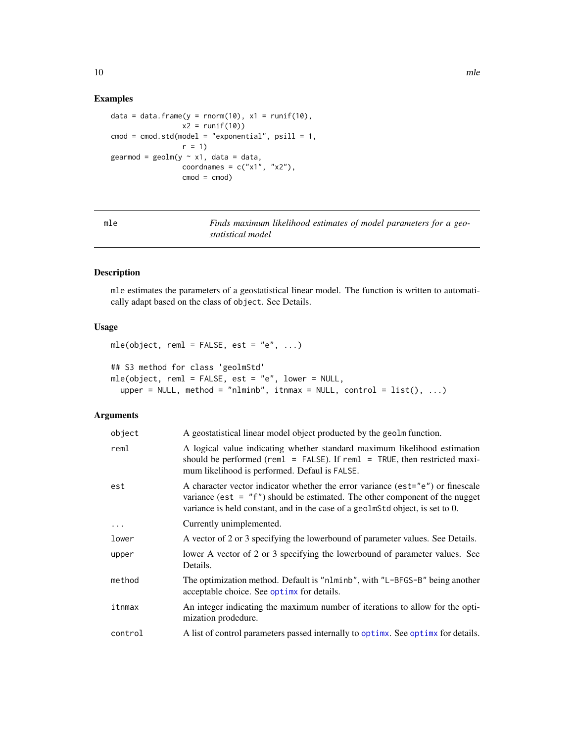## Examples

```
data = data.frame(y = rnorm(10), x1 = runif(10),
                  x2 = runif(10))
cmod = cmod.std(model = "exponential", psill = 1,
                  r = 1)
gearmod = geolm(y ~ x1, data = data,
                  coordnames = c("x1", "x2"),
                  cmod = cmod)
```

---

# mle — *Finds maximum likelihood estimates of model parameters for a geostatistical model*

---

## Description

`mle` estimates the parameters of a geostatistical linear model. The function is written to automatically adapt based on the class of `object`. See Details.

## Usage

```
mle(object, reml = FALSE, est = "e", ...)

## S3 method for class 'geolmStd'
mle(object, reml = FALSE, est = "e", lower = NULL,
  upper = NULL, method = "nlminb", itnmax = NULL, control = list(), ...)
```

## Arguments

| | |
|---|---|
| `object` | A geostatistical linear model object producted by the `geolm` function. |
| `reml` | A logical value indicating whether standard maximum likelihood estimation should be performed (`reml = FALSE`). If `reml = TRUE`, then restricted maximum likelihood is performed. Defaul is `FALSE`. |
| `est` | A character vector indicator whether the error variance (`est="e"`) or finescale variance (`est = "f"`) should be estimated. The other component of the nugget variance is held constant, and in the case of a `geolmStd` object, is set to 0. |
| `...` | Currently unimplemented. |
| `lower` | A vector of 2 or 3 specifying the lowerbound of parameter values. See Details. |
| `upper` | lower A vector of 2 or 3 specifying the lowerbound of parameter values. See Details. |
| `method` | The optimization method. Default is `"nlminb"`, with `"L-BFGS-B"` being another acceptable choice. See `optimx` for details. |
| `itnmax` | An integer indicating the maximum number of iterations to allow for the optimization prodedure. |
| `control` | A list of control parameters passed internally to `optimx`. See `optimx` for details. |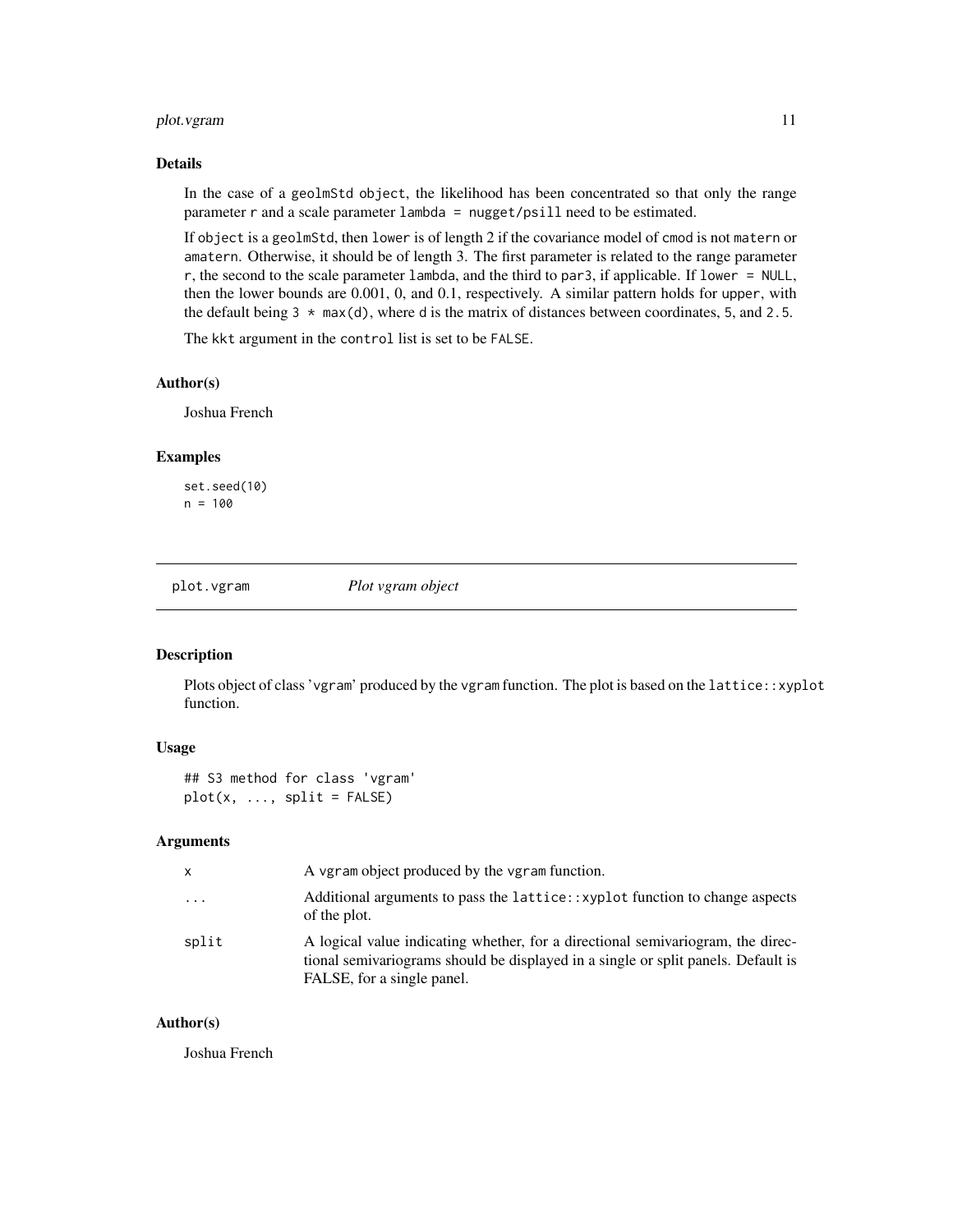### Details

In the case of a `geolmStd` object, the likelihood has been concentrated so that only the range parameter `r` and a scale parameter `lambda = nugget/psill` need to be estimated.

If `object` is a `geolmStd`, then `lower` is of length 2 if the covariance model of `cmod` is not `matern` or `amatern`. Otherwise, it should be of length 3. The first parameter is related to the range parameter `r`, the second to the scale parameter `lambda`, and the third to `par3`, if applicable. If `lower = NULL`, then the lower bounds are 0.001, 0, and 0.1, respectively. A similar pattern holds for `upper`, with the default being `3 * max(d)`, where `d` is the matrix of distances between coordinates, 5, and `2.5`.

The `kkt` argument in the `control` list is set to be `FALSE`.

### Author(s)

Joshua French

### Examples

```
set.seed(10)
n = 100
```

---

## plot.vgram — *Plot vgram object*

### Description

Plots object of class 'vgram' produced by the `vgram` function. The plot is based on the `lattice::xyplot` function.

### Usage

```
## S3 method for class 'vgram'
plot(x, ..., split = FALSE)
```

### Arguments

| | |
|---|---|
| `x` | A `vgram` object produced by the `vgram` function. |
| `...` | Additional arguments to pass the `lattice::xyplot` function to change aspects of the plot. |
| `split` | A logical value indicating whether, for a directional semivariogram, the directional semivariograms should be displayed in a single or split panels. Default is FALSE, for a single panel. |

### Author(s)

Joshua French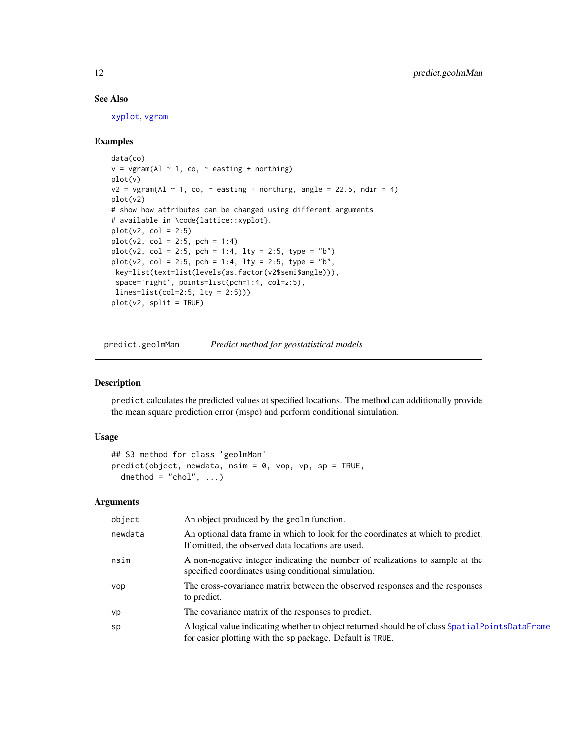### See Also

xyplot, vgram

### Examples

```
data(co)
v = vgram(Al ~ 1, co, ~ easting + northing)
plot(v)
v2 = vgram(Al ~ 1, co, ~ easting + northing, angle = 22.5, ndir = 4)
plot(v2)
# show how attributes can be changed using different arguments
# available in \code{lattice::xyplot}.
plot(v2, col = 2:5)
plot(v2, col = 2:5, pch = 1:4)
plot(v2, col = 2:5, pch = 1:4, lty = 2:5, type = "b")
plot(v2, col = 2:5, pch = 1:4, lty = 2:5, type = "b",
 key=list(text=list(levels(as.factor(v2$semi$angle))),
 space='right', points=list(pch=1:4, col=2:5),
 lines=list(col=2:5, lty = 2:5)))
plot(v2, split = TRUE)
```

---

## predict.geolmMan *Predict method for geostatistical models*

### Description

predict calculates the predicted values at specified locations. The method can additionally provide the mean square prediction error (mspe) and perform conditional simulation.

### Usage

```
## S3 method for class 'geolmMan'
predict(object, newdata, nsim = 0, vop, vp, sp = TRUE,
  dmethod = "chol", ...)
```

### Arguments

| | |
|---|---|
| object | An object produced by the geolm function. |
| newdata | An optional data frame in which to look for the coordinates at which to predict. If omitted, the observed data locations are used. |
| nsim | A non-negative integer indicating the number of realizations to sample at the specified coordinates using conditional simulation. |
| vop | The cross-covariance matrix between the observed responses and the responses to predict. |
| vp | The covariance matrix of the responses to predict. |
| sp | A logical value indicating whether to object returned should be of class SpatialPointsDataFrame for easier plotting with the sp package. Default is TRUE. |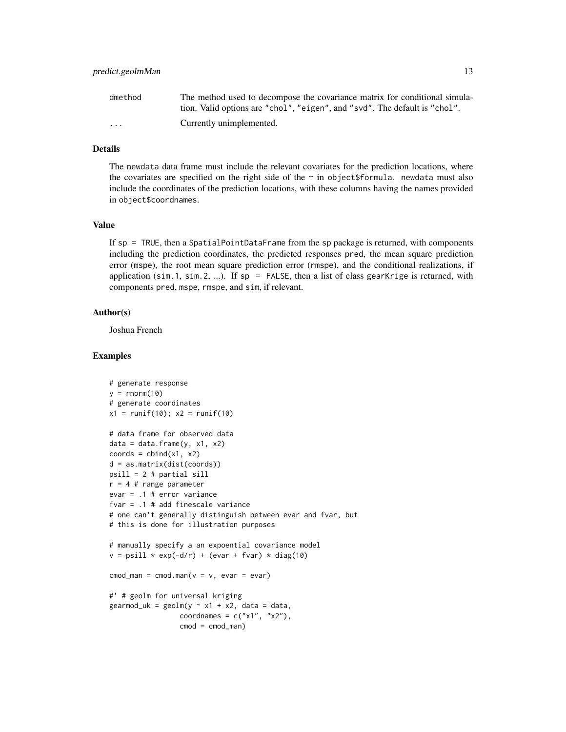| | |
|---|---|
| dmethod | The method used to decompose the covariance matrix for conditional simulation. Valid options are "chol", "eigen", and "svd". The default is "chol". |
| ... | Currently unimplemented. |

## Details

The newdata data frame must include the relevant covariates for the prediction locations, where the covariates are specified on the right side of the ~ in object$formula. newdata must also include the coordinates of the prediction locations, with these columns having the names provided in object$coordnames.

## Value

If sp = TRUE, then a SpatialPointDataFrame from the sp package is returned, with components including the prediction coordinates, the predicted responses pred, the mean square prediction error (mspe), the root mean square prediction error (rmspe), and the conditional realizations, if application (sim.1, sim.2, ...). If sp = FALSE, then a list of class gearKrige is returned, with components pred, mspe, rmspe, and sim, if relevant.

## Author(s)

Joshua French

## Examples

```
# generate response
y = rnorm(10)
# generate coordinates
x1 = runif(10); x2 = runif(10)

# data frame for observed data
data = data.frame(y, x1, x2)
coords = cbind(x1, x2)
d = as.matrix(dist(coords))
psill = 2 # partial sill
r = 4 # range parameter
evar = .1 # error variance
fvar = .1 # add finescale variance
# one can't generally distinguish between evar and fvar, but
# this is done for illustration purposes

# manually specify a an expoential covariance model
v = psill * exp(-d/r) + (evar + fvar) * diag(10)

cmod_man = cmod.man(v = v, evar = evar)

#' # geolm for universal kriging
gearmod_uk = geolm(y ~ x1 + x2, data = data,
                  coordnames = c("x1", "x2"),
                  cmod = cmod_man)
```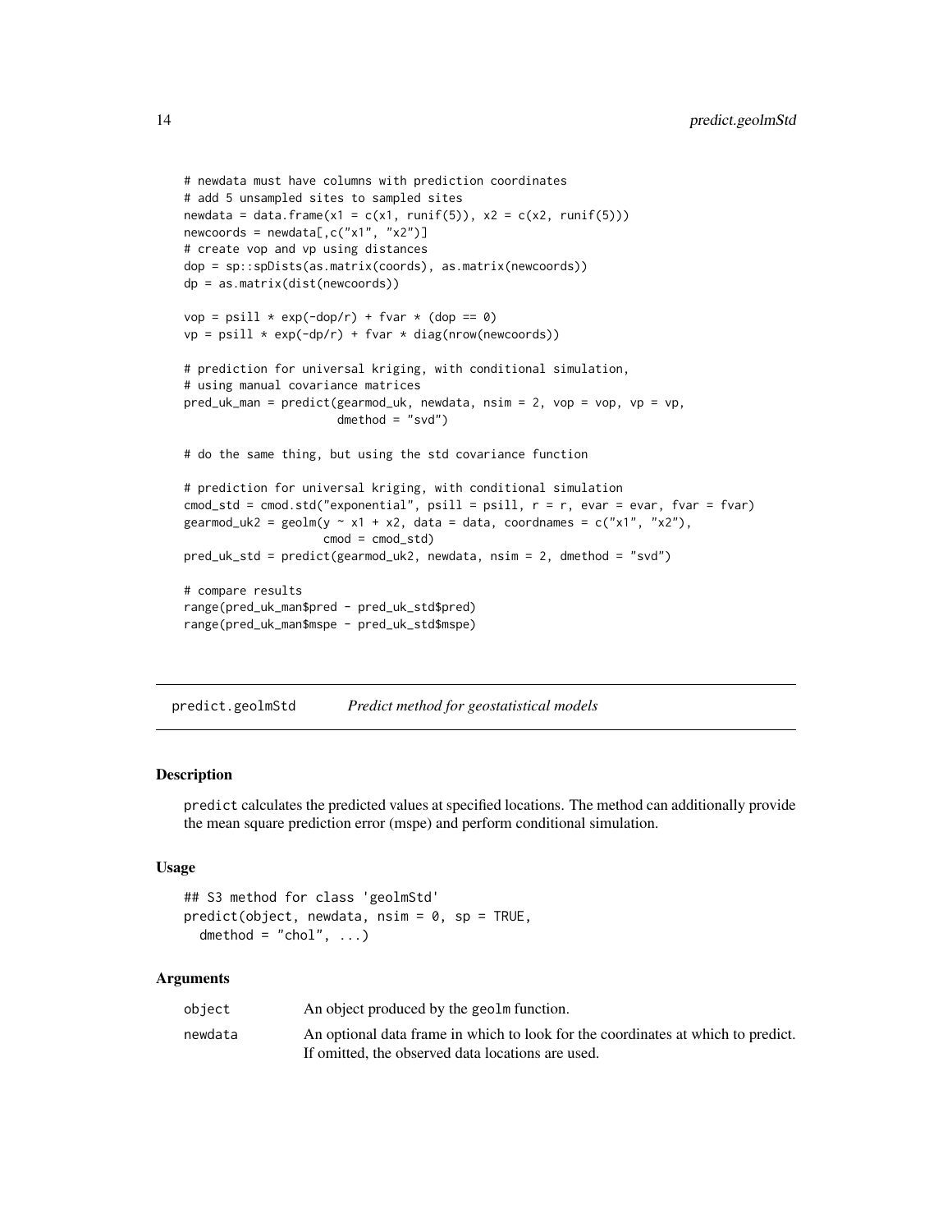```
# newdata must have columns with prediction coordinates
# add 5 unsampled sites to sampled sites
newdata = data.frame(x1 = c(x1, runif(5)), x2 = c(x2, runif(5)))
newcoords = newdata[,c("x1", "x2")]
# create vop and vp using distances
dop = sp::spDists(as.matrix(coords), as.matrix(newcoords))
dp = as.matrix(dist(newcoords))

vop = psill * exp(-dop/r) + fvar * (dop == 0)
vp = psill * exp(-dp/r) + fvar * diag(nrow(newcoords))

# prediction for universal kriging, with conditional simulation,
# using manual covariance matrices
pred_uk_man = predict(gearmod_uk, newdata, nsim = 2, vop = vop, vp = vp,
                     dmethod = "svd")

# do the same thing, but using the std covariance function

# prediction for universal kriging, with conditional simulation
cmod_std = cmod.std("exponential", psill = psill, r = r, evar = evar, fvar = fvar)
gearmod_uk2 = geolm(y ~ x1 + x2, data = data, coordnames = c("x1", "x2"),
                   cmod = cmod_std)
pred_uk_std = predict(gearmod_uk2, newdata, nsim = 2, dmethod = "svd")

# compare results
range(pred_uk_man$pred - pred_uk_std$pred)
range(pred_uk_man$mspe - pred_uk_std$mspe)
```

## predict.geolmStd — *Predict method for geostatistical models*

### Description

predict calculates the predicted values at specified locations. The method can additionally provide the mean square prediction error (mspe) and perform conditional simulation.

### Usage

```
## S3 method for class 'geolmStd'
predict(object, newdata, nsim = 0, sp = TRUE,
  dmethod = "chol", ...)
```

### Arguments

| | |
|---|---|
| object | An object produced by the geolm function. |
| newdata | An optional data frame in which to look for the coordinates at which to predict. If omitted, the observed data locations are used. |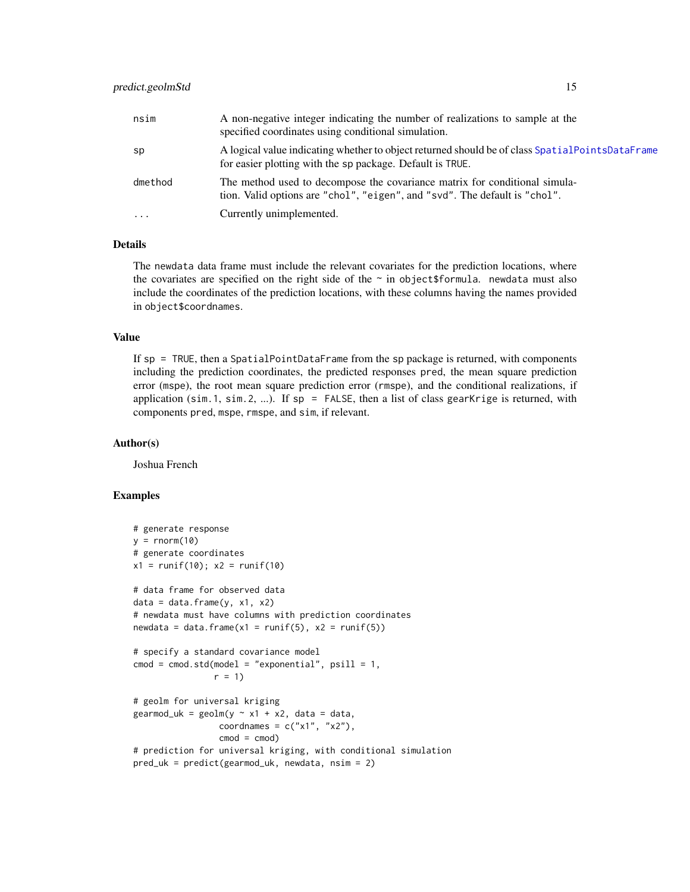| | |
|---|---|
| nsim | A non-negative integer indicating the number of realizations to sample at the specified coordinates using conditional simulation. |
| sp | A logical value indicating whether to object returned should be of class SpatialPointsDataFrame for easier plotting with the sp package. Default is TRUE. |
| dmethod | The method used to decompose the covariance matrix for conditional simulation. Valid options are "chol", "eigen", and "svd". The default is "chol". |
| ... | Currently unimplemented. |

## Details

The newdata data frame must include the relevant covariates for the prediction locations, where the covariates are specified on the right side of the ~ in object$formula. newdata must also include the coordinates of the prediction locations, with these columns having the names provided in object$coordnames.

## Value

If sp = TRUE, then a SpatialPointDataFrame from the sp package is returned, with components including the prediction coordinates, the predicted responses pred, the mean square prediction error (mspe), the root mean square prediction error (rmspe), and the conditional realizations, if application (sim.1, sim.2, ...). If sp = FALSE, then a list of class gearKrige is returned, with components pred, mspe, rmspe, and sim, if relevant.

## Author(s)

Joshua French

## Examples

```
# generate response
y = rnorm(10)
# generate coordinates
x1 = runif(10); x2 = runif(10)

# data frame for observed data
data = data.frame(y, x1, x2)
# newdata must have columns with prediction coordinates
newdata = data.frame(x1 = runif(5), x2 = runif(5))

# specify a standard covariance model
cmod = cmod.std(model = "exponential", psill = 1,
                r = 1)

# geolm for universal kriging
gearmod_uk = geolm(y ~ x1 + x2, data = data,
                  coordnames = c("x1", "x2"),
                  cmod = cmod)
# prediction for universal kriging, with conditional simulation
pred_uk = predict(gearmod_uk, newdata, nsim = 2)
```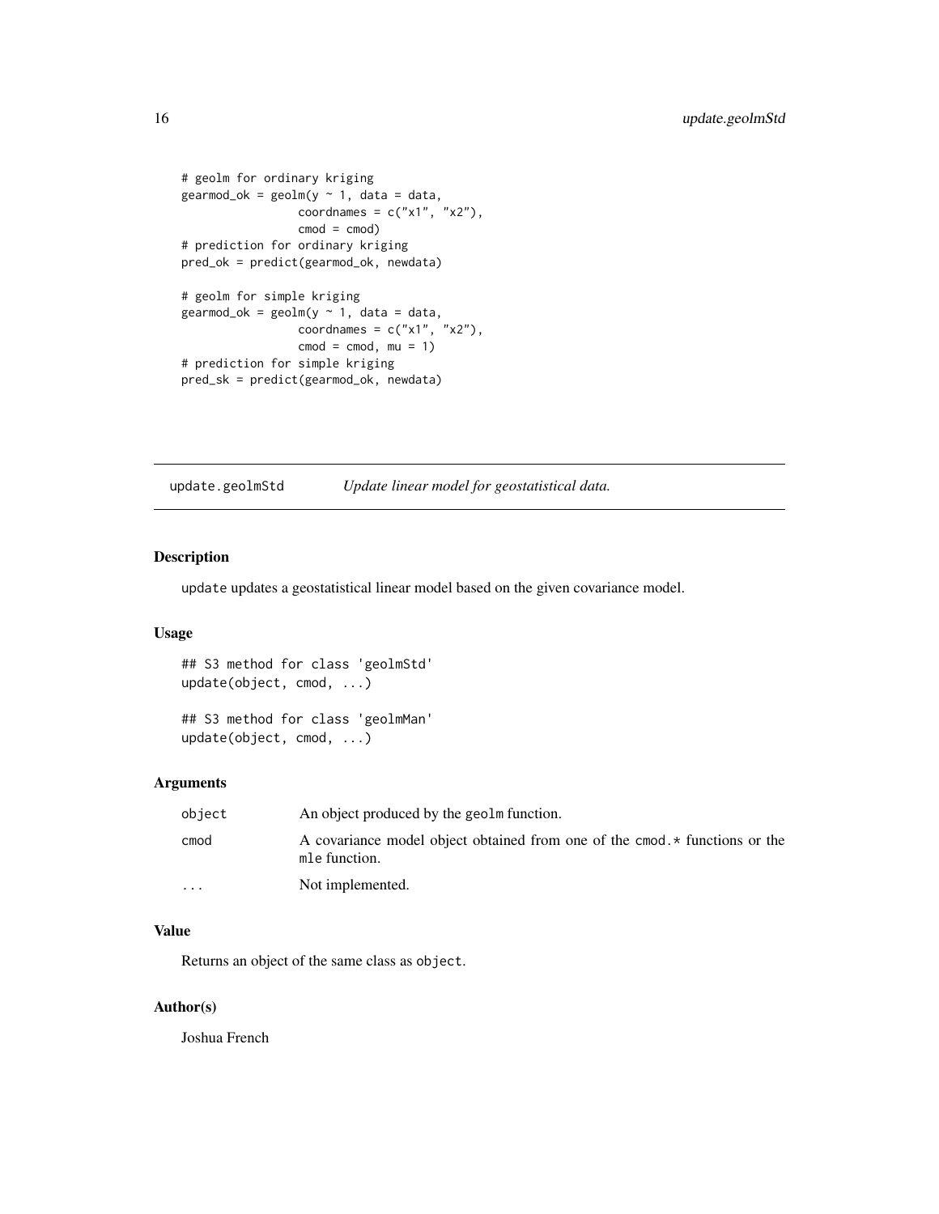```
# geolm for ordinary kriging
gearmod_ok = geolm(y ~ 1, data = data,
                 coordnames = c("x1", "x2"),
                 cmod = cmod)
# prediction for ordinary kriging
pred_ok = predict(gearmod_ok, newdata)

# geolm for simple kriging
gearmod_ok = geolm(y ~ 1, data = data,
                 coordnames = c("x1", "x2"),
                 cmod = cmod, mu = 1)
# prediction for simple kriging
pred_sk = predict(gearmod_ok, newdata)
```

---

## update.geolmStd — *Update linear model for geostatistical data.*

### Description

update updates a geostatistical linear model based on the given covariance model.

### Usage

```
## S3 method for class 'geolmStd'
update(object, cmod, ...)

## S3 method for class 'geolmMan'
update(object, cmod, ...)
```

### Arguments

| | |
|---|---|
| object | An object produced by the geolm function. |
| cmod | A covariance model object obtained from one of the cmod.* functions or the mle function. |
| ... | Not implemented. |

### Value

Returns an object of the same class as object.

### Author(s)

Joshua French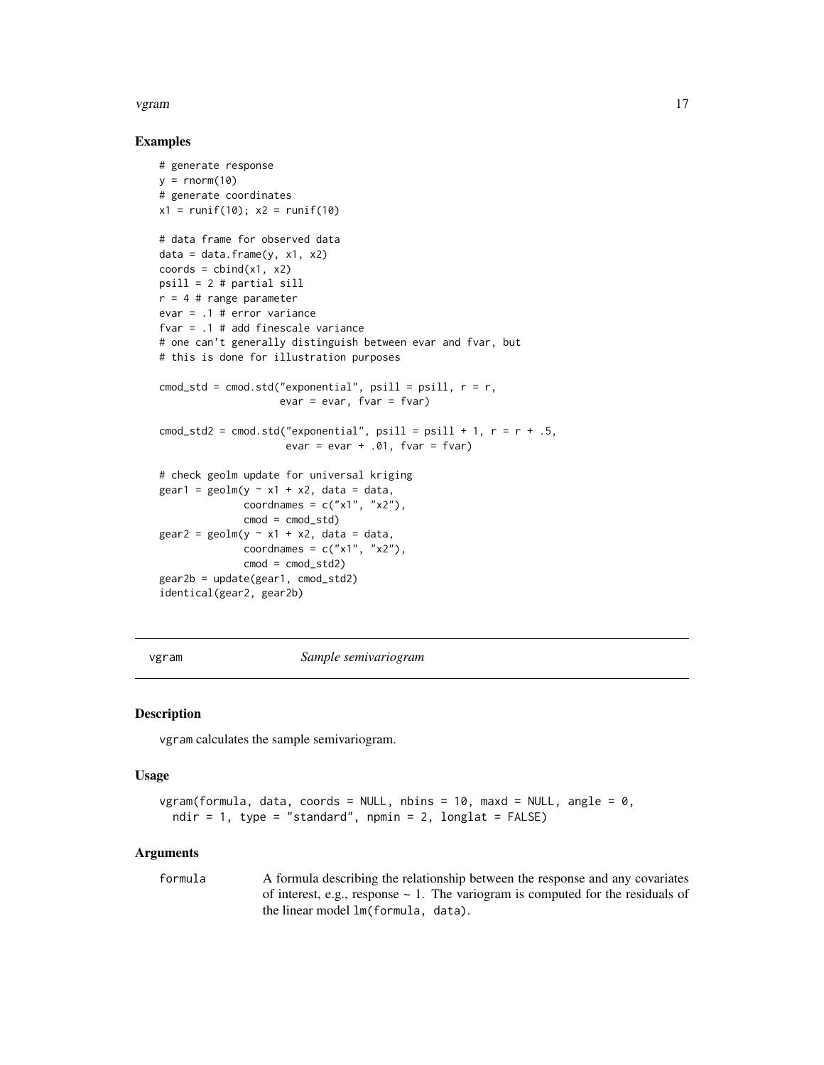### Examples

```
# generate response
y = rnorm(10)
# generate coordinates
x1 = runif(10); x2 = runif(10)

# data frame for observed data
data = data.frame(y, x1, x2)
coords = cbind(x1, x2)
psill = 2 # partial sill
r = 4 # range parameter
evar = .1 # error variance
fvar = .1 # add finescale variance
# one can't generally distinguish between evar and fvar, but
# this is done for illustration purposes

cmod_std = cmod.std("exponential", psill = psill, r = r,
                    evar = evar, fvar = fvar)

cmod_std2 = cmod.std("exponential", psill = psill + 1, r = r + .5,
                     evar = evar + .01, fvar = fvar)

# check geolm update for universal kriging
gear1 = geolm(y ~ x1 + x2, data = data,
              coordnames = c("x1", "x2"),
              cmod = cmod_std)
gear2 = geolm(y ~ x1 + x2, data = data,
              coordnames = c("x1", "x2"),
              cmod = cmod_std2)
gear2b = update(gear1, cmod_std2)
identical(gear2, gear2b)
```

---

## vgram — *Sample semivariogram*

---

### Description

vgram calculates the sample semivariogram.

### Usage

```
vgram(formula, data, coords = NULL, nbins = 10, maxd = NULL, angle = 0,
  ndir = 1, type = "standard", npmin = 2, longlat = FALSE)
```

### Arguments

formula — A formula describing the relationship between the response and any covariates of interest, e.g., response ~ 1. The variogram is computed for the residuals of the linear model lm(formula, data).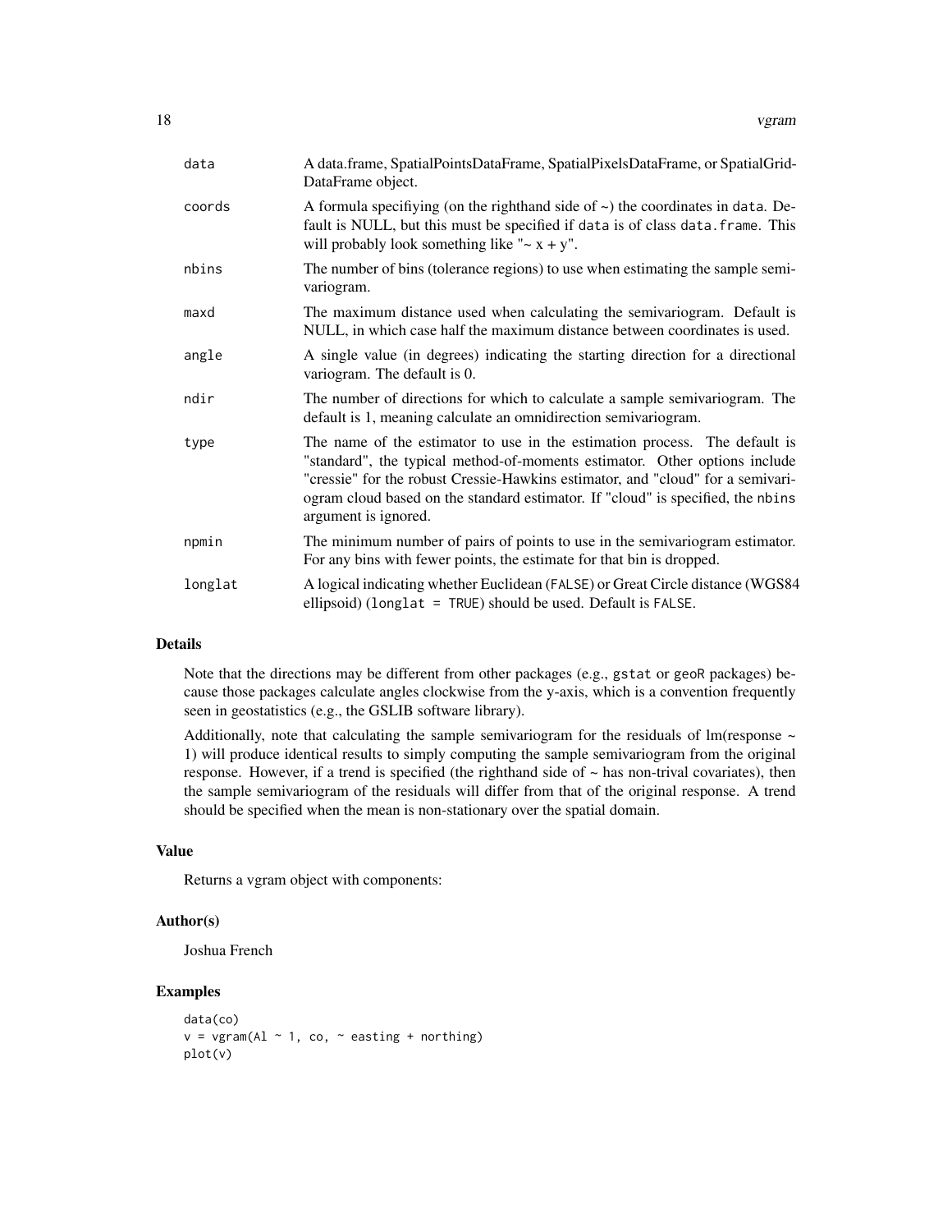| | |
|---|---|
| data | A data.frame, SpatialPointsDataFrame, SpatialPixelsDataFrame, or SpatialGrid-DataFrame object. |
| coords | A formula specifiying (on the righthand side of ~) the coordinates in data. Default is NULL, but this must be specified if data is of class data.frame. This will probably look something like "~ x + y". |
| nbins | The number of bins (tolerance regions) to use when estimating the sample semi-variogram. |
| maxd | The maximum distance used when calculating the semivariogram. Default is NULL, in which case half the maximum distance between coordinates is used. |
| angle | A single value (in degrees) indicating the starting direction for a directional variogram. The default is 0. |
| ndir | The number of directions for which to calculate a sample semivariogram. The default is 1, meaning calculate an omnidirection semivariogram. |
| type | The name of the estimator to use in the estimation process. The default is "standard", the typical method-of-moments estimator. Other options include "cressie" for the robust Cressie-Hawkins estimator, and "cloud" for a semivariogram cloud based on the standard estimator. If "cloud" is specified, the nbins argument is ignored. |
| npmin | The minimum number of pairs of points to use in the semivariogram estimator. For any bins with fewer points, the estimate for that bin is dropped. |
| longlat | A logical indicating whether Euclidean (FALSE) or Great Circle distance (WGS84 ellipsoid) (longlat = TRUE) should be used. Default is FALSE. |

## Details

Note that the directions may be different from other packages (e.g., gstat or geoR packages) because those packages calculate angles clockwise from the y-axis, which is a convention frequently seen in geostatistics (e.g., the GSLIB software library).

Additionally, note that calculating the sample semivariogram for the residuals of lm(response ~ 1) will produce identical results to simply computing the sample semivariogram from the original response. However, if a trend is specified (the righthand side of ~ has non-trival covariates), then the sample semivariogram of the residuals will differ from that of the original response. A trend should be specified when the mean is non-stationary over the spatial domain.

## Value

Returns a vgram object with components:

## Author(s)

Joshua French

## Examples

```
data(co)
v = vgram(Al ~ 1, co, ~ easting + northing)
plot(v)
```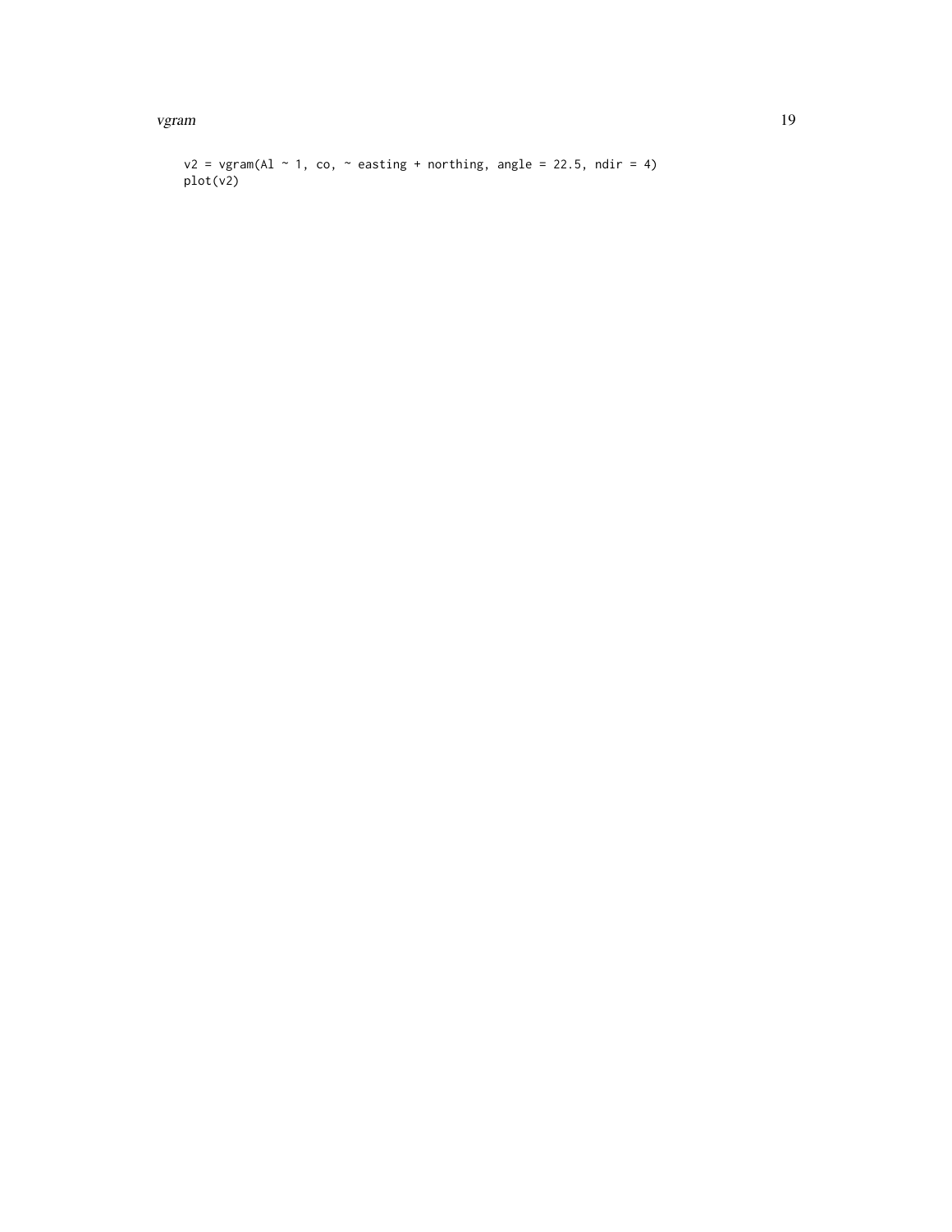```
v2 = vgram(Al ~ 1, co, ~ easting + northing, angle = 22.5, ndir = 4)
plot(v2)
```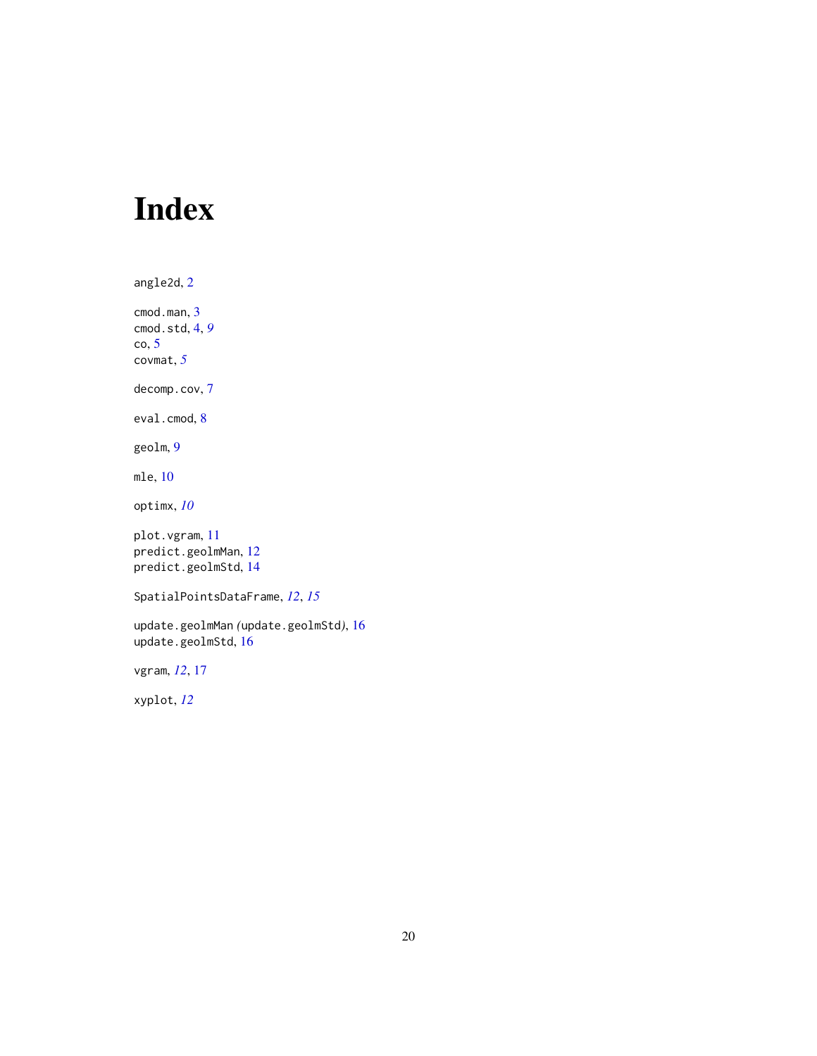# Index

angle2d, 2

cmod.man, 3
cmod.std, 4, *9*
co, 5
covmat, *5*

decomp.cov, 7

eval.cmod, 8

geolm, 9

mle, 10

optimx, *10*

plot.vgram, 11
predict.geolmMan, 12
predict.geolmStd, 14

SpatialPointsDataFrame, *12*, *15*

update.geolmMan (update.geolmStd), 16
update.geolmStd, 16

vgram, *12*, 17

xyplot, *12*